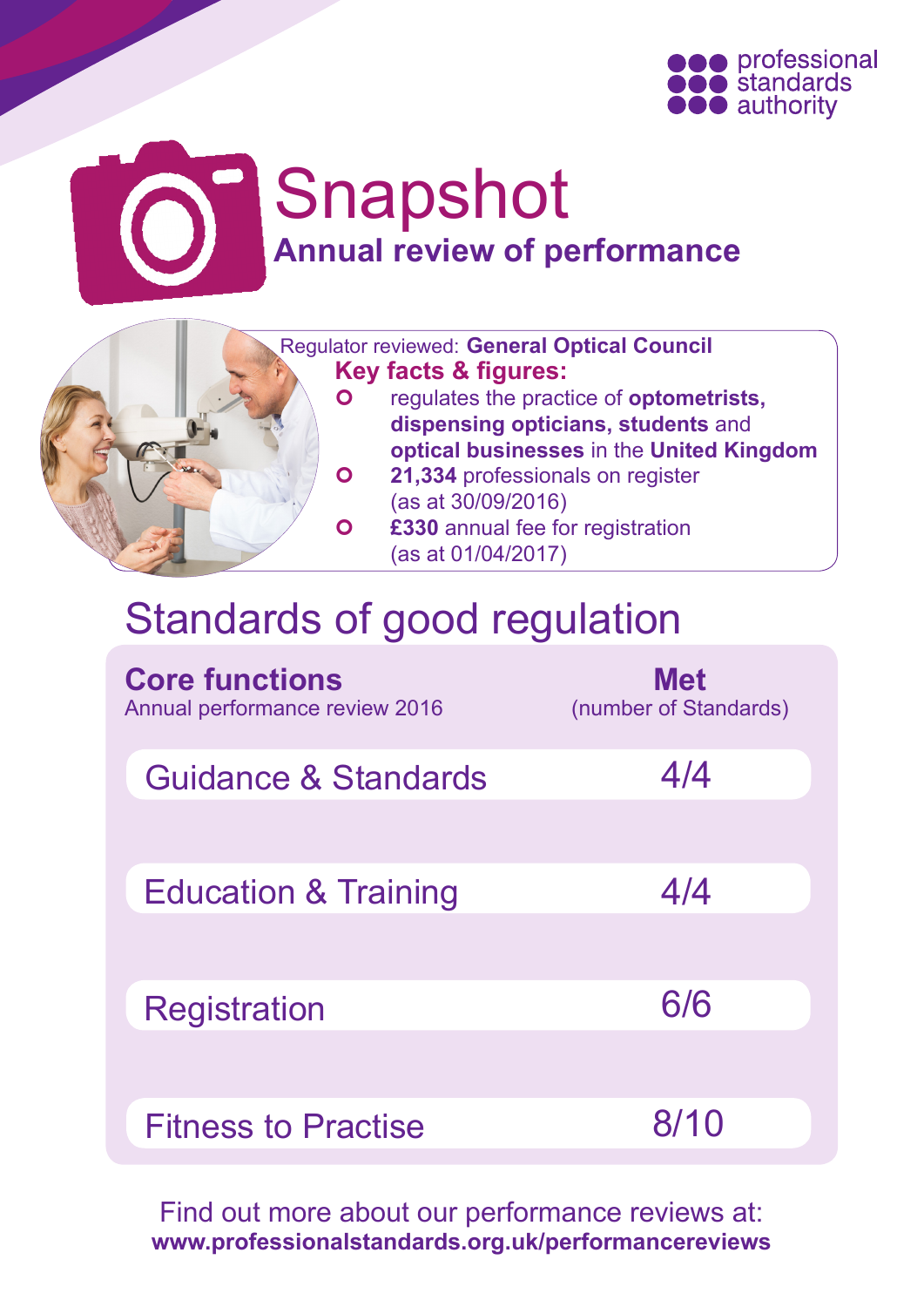professional standards authority

# Snapshot

## Annual review of performance

Regulator reviewed: **General Optical Council**

**Key facts & figures:**

- regulates the practice of **optometrists, dispensing opticians, students** and **optical businesses** in the **United Kingdom**
- **21,334** professionals on register (as at 30/09/2016)
- **£330** annual fee for registration (as at 01/04/2017)

## Standards of good regulation

| **Core functions** Annual performance review 2016 | **Met** (number of Standards) |
|---|---|
| Guidance & Standards | 4/4 |
| Education & Training | 4/4 |
| Registration | 6/6 |
| Fitness to Practise | 8/10 |

Find out more about our performance reviews at:
**www.professionalstandards.org.uk/performancereviews**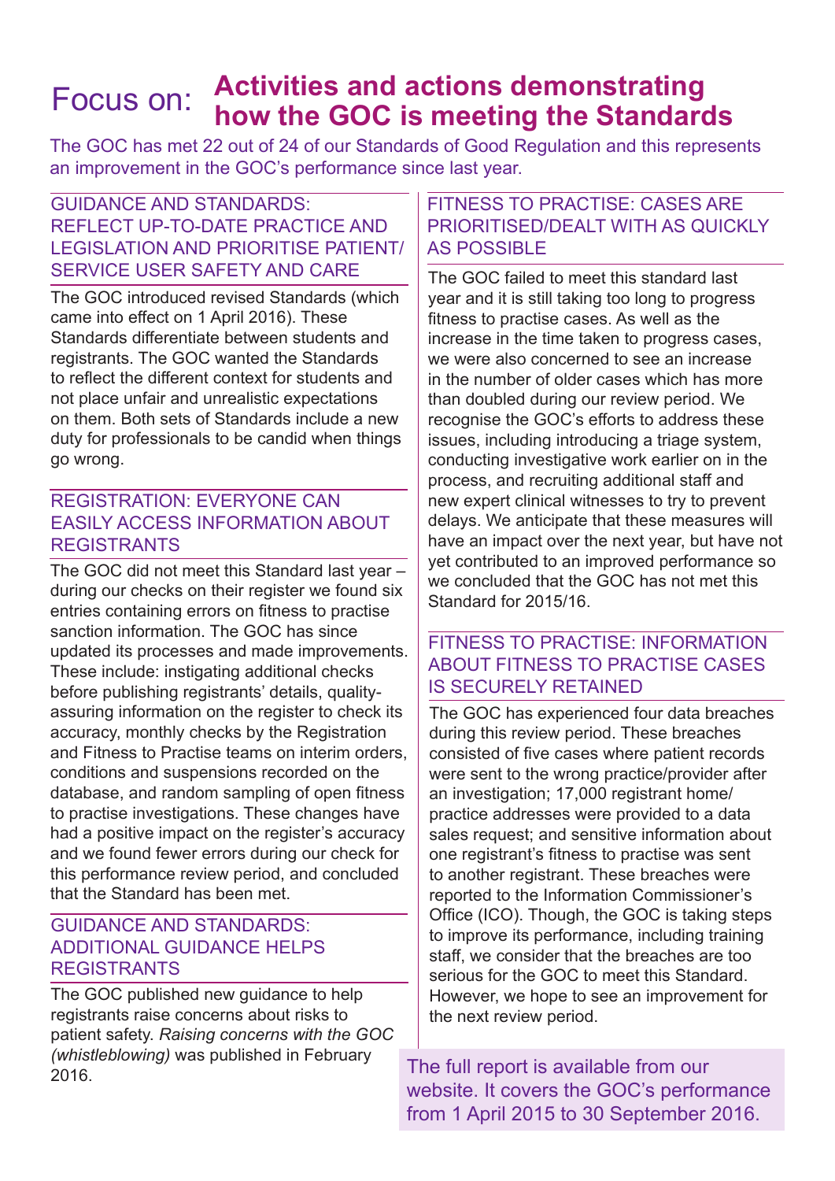# Focus on: Activities and actions demonstrating how the GOC is meeting the Standards

The GOC has met 22 out of 24 of our Standards of Good Regulation and this represents an improvement in the GOC's performance since last year.

## GUIDANCE AND STANDARDS: REFLECT UP-TO-DATE PRACTICE AND LEGISLATION AND PRIORITISE PATIENT/SERVICE USER SAFETY AND CARE

The GOC introduced revised Standards (which came into effect on 1 April 2016). These Standards differentiate between students and registrants. The GOC wanted the Standards to reflect the different context for students and not place unfair and unrealistic expectations on them. Both sets of Standards include a new duty for professionals to be candid when things go wrong.

## REGISTRATION: EVERYONE CAN EASILY ACCESS INFORMATION ABOUT REGISTRANTS

The GOC did not meet this Standard last year – during our checks on their register we found six entries containing errors on fitness to practise sanction information. The GOC has since updated its processes and made improvements. These include: instigating additional checks before publishing registrants' details, quality-assuring information on the register to check its accuracy, monthly checks by the Registration and Fitness to Practise teams on interim orders, conditions and suspensions recorded on the database, and random sampling of open fitness to practise investigations. These changes have had a positive impact on the register's accuracy and we found fewer errors during our check for this performance review period, and concluded that the Standard has been met.

## GUIDANCE AND STANDARDS: ADDITIONAL GUIDANCE HELPS REGISTRANTS

The GOC published new guidance to help registrants raise concerns about risks to patient safety. *Raising concerns with the GOC (whistleblowing)* was published in February 2016.

## FITNESS TO PRACTISE: CASES ARE PRIORITISED/DEALT WITH AS QUICKLY AS POSSIBLE

The GOC failed to meet this standard last year and it is still taking too long to progress fitness to practise cases. As well as the increase in the time taken to progress cases, we were also concerned to see an increase in the number of older cases which has more than doubled during our review period. We recognise the GOC's efforts to address these issues, including introducing a triage system, conducting investigative work earlier on in the process, and recruiting additional staff and new expert clinical witnesses to try to prevent delays. We anticipate that these measures will have an impact over the next year, but have not yet contributed to an improved performance so we concluded that the GOC has not met this Standard for 2015/16.

## FITNESS TO PRACTISE: INFORMATION ABOUT FITNESS TO PRACTISE CASES IS SECURELY RETAINED

The GOC has experienced four data breaches during this review period. These breaches consisted of five cases where patient records were sent to the wrong practice/provider after an investigation; 17,000 registrant home/practice addresses were provided to a data sales request; and sensitive information about one registrant's fitness to practise was sent to another registrant. These breaches were reported to the Information Commissioner's Office (ICO). Though, the GOC is taking steps to improve its performance, including training staff, we consider that the breaches are too serious for the GOC to meet this Standard. However, we hope to see an improvement for the next review period.

The full report is available from our website. It covers the GOC's performance from 1 April 2015 to 30 September 2016.